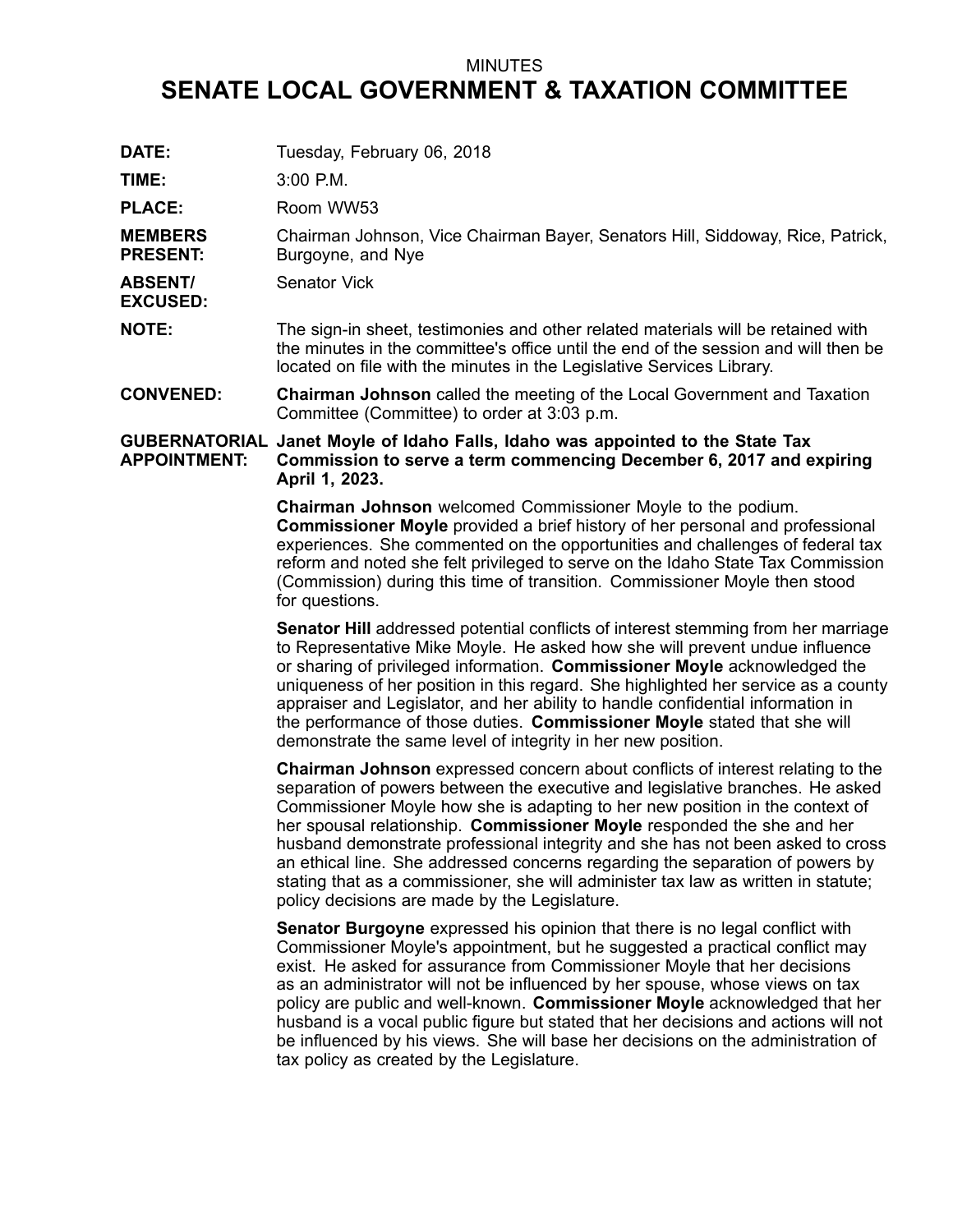MINUTES

# SENATE LOCAL GOVERNMENT & TAXATION COMMITTEE

**DATE:** Tuesday, February 06, 2018

**TIME:** 3:00 P.M.

**PLACE:** Room WW53

**MEMBERS PRESENT:** Chairman Johnson, Vice Chairman Bayer, Senators Hill, Siddoway, Rice, Patrick, Burgoyne, and Nye

**ABSENT/ EXCUSED:** Senator Vick

**NOTE:** The sign-in sheet, testimonies and other related materials will be retained with the minutes in the committee's office until the end of the session and will then be located on file with the minutes in the Legislative Services Library.

**CONVENED:** **Chairman Johnson** called the meeting of the Local Government and Taxation Committee (Committee) to order at 3:03 p.m.

**GUBERNATORIAL APPOINTMENT:** **Janet Moyle of Idaho Falls, Idaho was appointed to the State Tax Commission to serve a term commencing December 6, 2017 and expiring April 1, 2023.**

**Chairman Johnson** welcomed Commissioner Moyle to the podium. **Commissioner Moyle** provided a brief history of her personal and professional experiences. She commented on the opportunities and challenges of federal tax reform and noted she felt privileged to serve on the Idaho State Tax Commission (Commission) during this time of transition. Commissioner Moyle then stood for questions.

**Senator Hill** addressed potential conflicts of interest stemming from her marriage to Representative Mike Moyle. He asked how she will prevent undue influence or sharing of privileged information. **Commissioner Moyle** acknowledged the uniqueness of her position in this regard. She highlighted her service as a county appraiser and Legislator, and her ability to handle confidential information in the performance of those duties. **Commissioner Moyle** stated that she will demonstrate the same level of integrity in her new position.

**Chairman Johnson** expressed concern about conflicts of interest relating to the separation of powers between the executive and legislative branches. He asked Commissioner Moyle how she is adapting to her new position in the context of her spousal relationship. **Commissioner Moyle** responded the she and her husband demonstrate professional integrity and she has not been asked to cross an ethical line. She addressed concerns regarding the separation of powers by stating that as a commissioner, she will administer tax law as written in statute; policy decisions are made by the Legislature.

**Senator Burgoyne** expressed his opinion that there is no legal conflict with Commissioner Moyle's appointment, but he suggested a practical conflict may exist. He asked for assurance from Commissioner Moyle that her decisions as an administrator will not be influenced by her spouse, whose views on tax policy are public and well-known. **Commissioner Moyle** acknowledged that her husband is a vocal public figure but stated that her decisions and actions will not be influenced by his views. She will base her decisions on the administration of tax policy as created by the Legislature.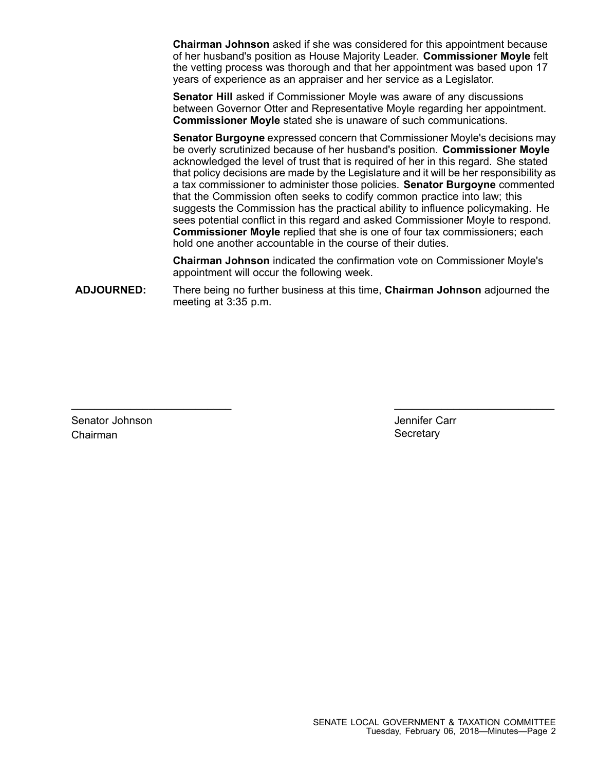**Chairman Johnson** asked if she was considered for this appointment because of her husband's position as House Majority Leader. **Commissioner Moyle** felt the vetting process was thorough and that her appointment was based upon 17 years of experience as an appraiser and her service as a Legislator.

**Senator Hill** asked if Commissioner Moyle was aware of any discussions between Governor Otter and Representative Moyle regarding her appointment. **Commissioner Moyle** stated she is unaware of such communications.

**Senator Burgoyne** expressed concern that Commissioner Moyle's decisions may be overly scrutinized because of her husband's position. **Commissioner Moyle** acknowledged the level of trust that is required of her in this regard. She stated that policy decisions are made by the Legislature and it will be her responsibility as a tax commissioner to administer those policies. **Senator Burgoyne** commented that the Commission often seeks to codify common practice into law; this suggests the Commission has the practical ability to influence policymaking. He sees potential conflict in this regard and asked Commissioner Moyle to respond. **Commissioner Moyle** replied that she is one of four tax commissioners; each hold one another accountable in the course of their duties.

**Chairman Johnson** indicated the confirmation vote on Commissioner Moyle's appointment will occur the following week.

**ADJOURNED:** There being no further business at this time, **Chairman Johnson** adjourned the meeting at 3:35 p.m.

___________________________ ___________________________

Senator Johnson
Chairman

Jennifer Carr
Secretary